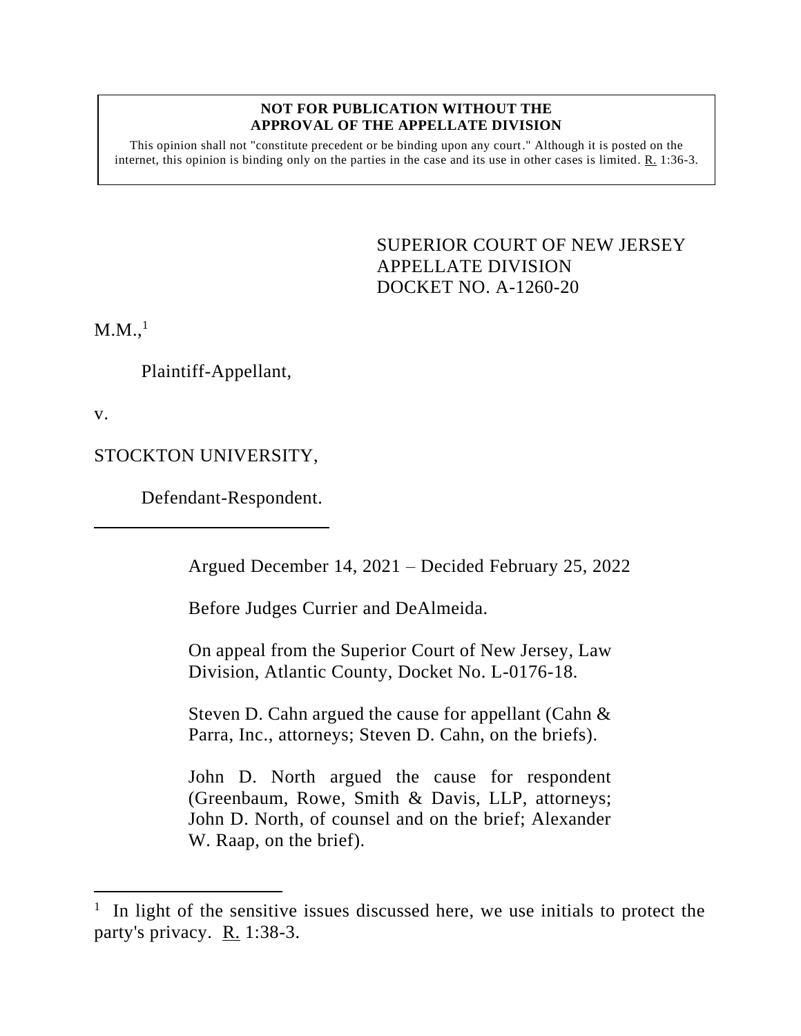**NOT FOR PUBLICATION WITHOUT THE APPROVAL OF THE APPELLATE DIVISION**

This opinion shall not "constitute precedent or be binding upon any court." Although it is posted on the internet, this opinion is binding only on the parties in the case and its use in other cases is limited. R. 1:36-3.

SUPERIOR COURT OF NEW JERSEY
APPELLATE DIVISION
DOCKET NO. A-1260-20

M.M.,[1]

Plaintiff-Appellant,

v.

STOCKTON UNIVERSITY,

Defendant-Respondent.

---

Argued December 14, 2021 – Decided February 25, 2022

Before Judges Currier and DeAlmeida.

On appeal from the Superior Court of New Jersey, Law Division, Atlantic County, Docket No. L-0176-18.

Steven D. Cahn argued the cause for appellant (Cahn & Parra, Inc., attorneys; Steven D. Cahn, on the briefs).

John D. North argued the cause for respondent (Greenbaum, Rowe, Smith & Davis, LLP, attorneys; John D. North, of counsel and on the brief; Alexander W. Raap, on the brief).

---

[1] In light of the sensitive issues discussed here, we use initials to protect the party's privacy. R. 1:38-3.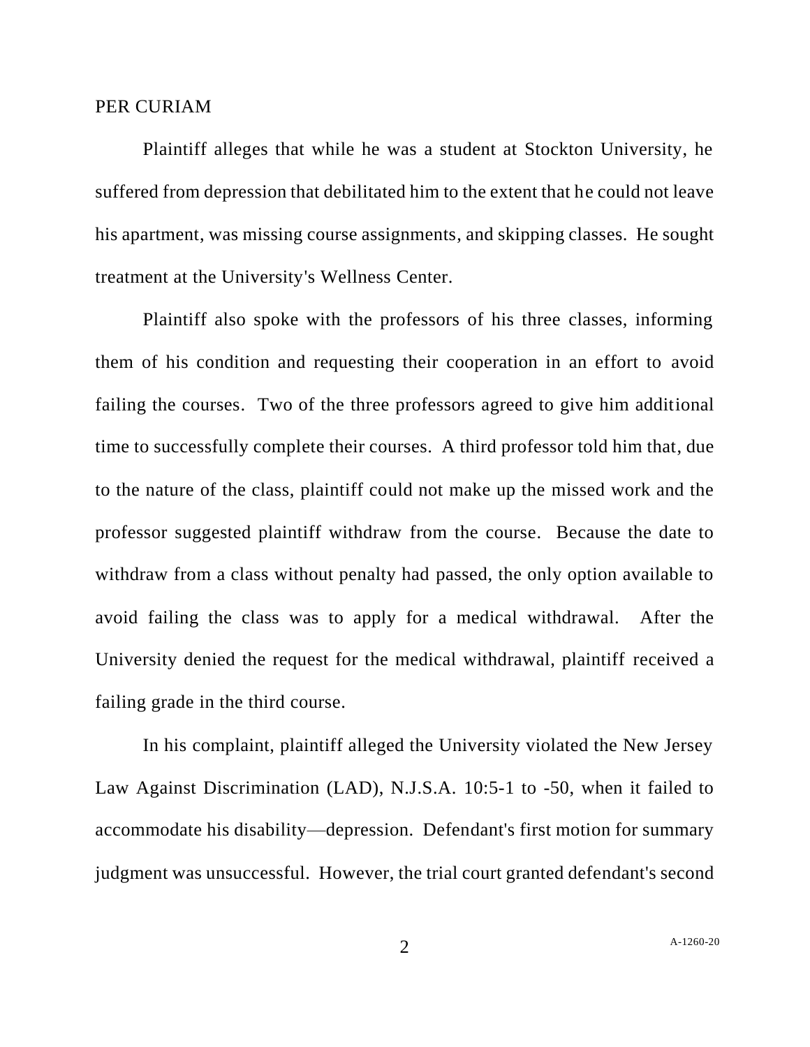PER CURIAM

Plaintiff alleges that while he was a student at Stockton University, he suffered from depression that debilitated him to the extent that he could not leave his apartment, was missing course assignments, and skipping classes. He sought treatment at the University's Wellness Center.

Plaintiff also spoke with the professors of his three classes, informing them of his condition and requesting their cooperation in an effort to avoid failing the courses. Two of the three professors agreed to give him additional time to successfully complete their courses. A third professor told him that, due to the nature of the class, plaintiff could not make up the missed work and the professor suggested plaintiff withdraw from the course. Because the date to withdraw from a class without penalty had passed, the only option available to avoid failing the class was to apply for a medical withdrawal. After the University denied the request for the medical withdrawal, plaintiff received a failing grade in the third course.

In his complaint, plaintiff alleged the University violated the New Jersey Law Against Discrimination (LAD), N.J.S.A. 10:5-1 to -50, when it failed to accommodate his disability—depression. Defendant's first motion for summary judgment was unsuccessful. However, the trial court granted defendant's second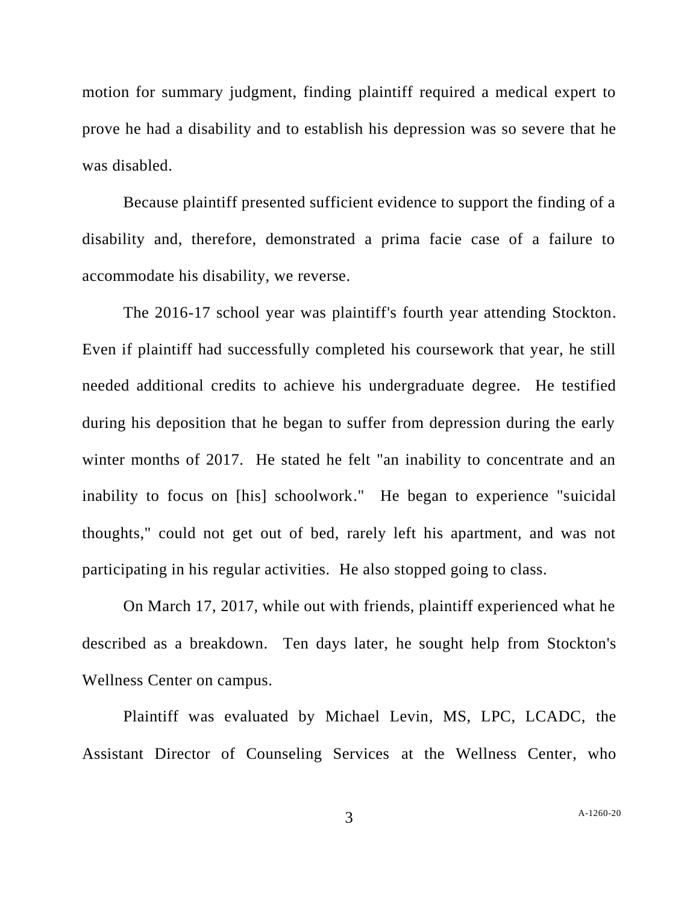motion for summary judgment, finding plaintiff required a medical expert to prove he had a disability and to establish his depression was so severe that he was disabled.

Because plaintiff presented sufficient evidence to support the finding of a disability and, therefore, demonstrated a prima facie case of a failure to accommodate his disability, we reverse.

The 2016-17 school year was plaintiff's fourth year attending Stockton. Even if plaintiff had successfully completed his coursework that year, he still needed additional credits to achieve his undergraduate degree. He testified during his deposition that he began to suffer from depression during the early winter months of 2017. He stated he felt "an inability to concentrate and an inability to focus on [his] schoolwork." He began to experience "suicidal thoughts," could not get out of bed, rarely left his apartment, and was not participating in his regular activities. He also stopped going to class.

On March 17, 2017, while out with friends, plaintiff experienced what he described as a breakdown. Ten days later, he sought help from Stockton's Wellness Center on campus.

Plaintiff was evaluated by Michael Levin, MS, LPC, LCADC, the Assistant Director of Counseling Services at the Wellness Center, who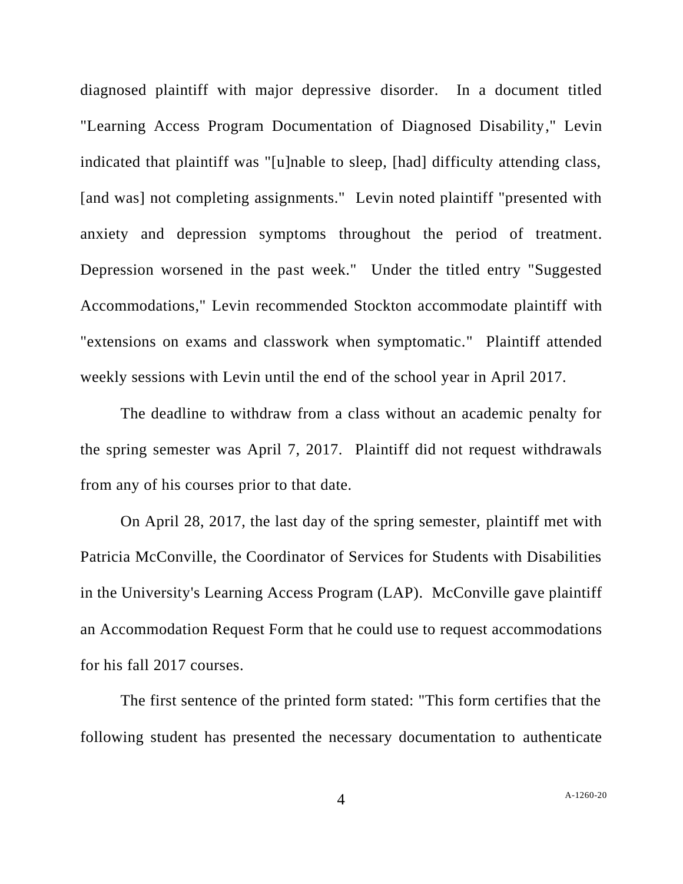diagnosed plaintiff with major depressive disorder. In a document titled "Learning Access Program Documentation of Diagnosed Disability," Levin indicated that plaintiff was "[u]nable to sleep, [had] difficulty attending class, [and was] not completing assignments." Levin noted plaintiff "presented with anxiety and depression symptoms throughout the period of treatment. Depression worsened in the past week." Under the titled entry "Suggested Accommodations," Levin recommended Stockton accommodate plaintiff with "extensions on exams and classwork when symptomatic." Plaintiff attended weekly sessions with Levin until the end of the school year in April 2017.

The deadline to withdraw from a class without an academic penalty for the spring semester was April 7, 2017. Plaintiff did not request withdrawals from any of his courses prior to that date.

On April 28, 2017, the last day of the spring semester, plaintiff met with Patricia McConville, the Coordinator of Services for Students with Disabilities in the University's Learning Access Program (LAP). McConville gave plaintiff an Accommodation Request Form that he could use to request accommodations for his fall 2017 courses.

The first sentence of the printed form stated: "This form certifies that the following student has presented the necessary documentation to authenticate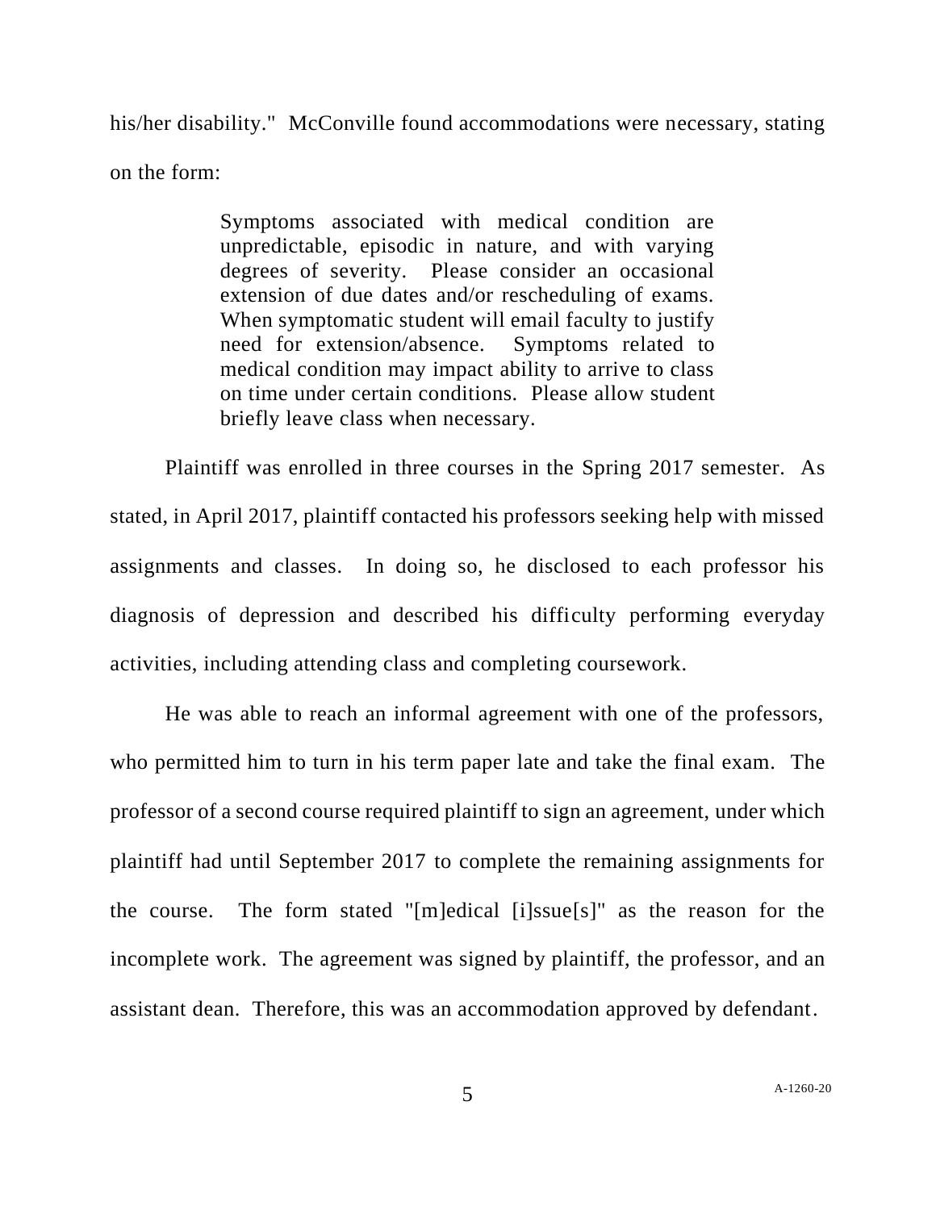his/her disability." McConville found accommodations were necessary, stating on the form:

> Symptoms associated with medical condition are unpredictable, episodic in nature, and with varying degrees of severity. Please consider an occasional extension of due dates and/or rescheduling of exams. When symptomatic student will email faculty to justify need for extension/absence. Symptoms related to medical condition may impact ability to arrive to class on time under certain conditions. Please allow student briefly leave class when necessary.

Plaintiff was enrolled in three courses in the Spring 2017 semester. As stated, in April 2017, plaintiff contacted his professors seeking help with missed assignments and classes. In doing so, he disclosed to each professor his diagnosis of depression and described his difficulty performing everyday activities, including attending class and completing coursework.

He was able to reach an informal agreement with one of the professors, who permitted him to turn in his term paper late and take the final exam. The professor of a second course required plaintiff to sign an agreement, under which plaintiff had until September 2017 to complete the remaining assignments for the course. The form stated "[m]edical [i]ssue[s]" as the reason for the incomplete work. The agreement was signed by plaintiff, the professor, and an assistant dean. Therefore, this was an accommodation approved by defendant.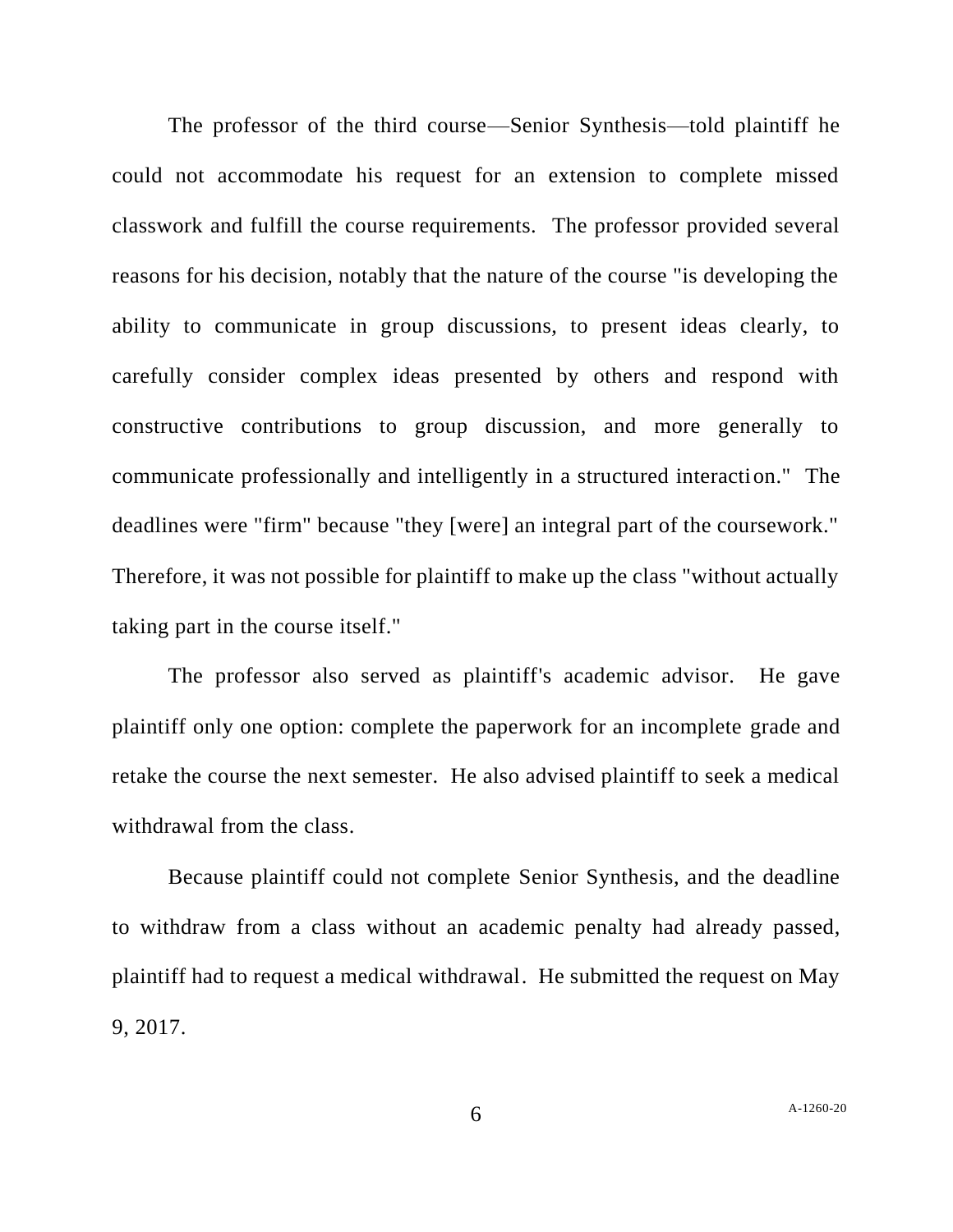The professor of the third course—Senior Synthesis—told plaintiff he could not accommodate his request for an extension to complete missed classwork and fulfill the course requirements. The professor provided several reasons for his decision, notably that the nature of the course "is developing the ability to communicate in group discussions, to present ideas clearly, to carefully consider complex ideas presented by others and respond with constructive contributions to group discussion, and more generally to communicate professionally and intelligently in a structured interaction." The deadlines were "firm" because "they [were] an integral part of the coursework." Therefore, it was not possible for plaintiff to make up the class "without actually taking part in the course itself."

The professor also served as plaintiff's academic advisor. He gave plaintiff only one option: complete the paperwork for an incomplete grade and retake the course the next semester. He also advised plaintiff to seek a medical withdrawal from the class.

Because plaintiff could not complete Senior Synthesis, and the deadline to withdraw from a class without an academic penalty had already passed, plaintiff had to request a medical withdrawal. He submitted the request on May 9, 2017.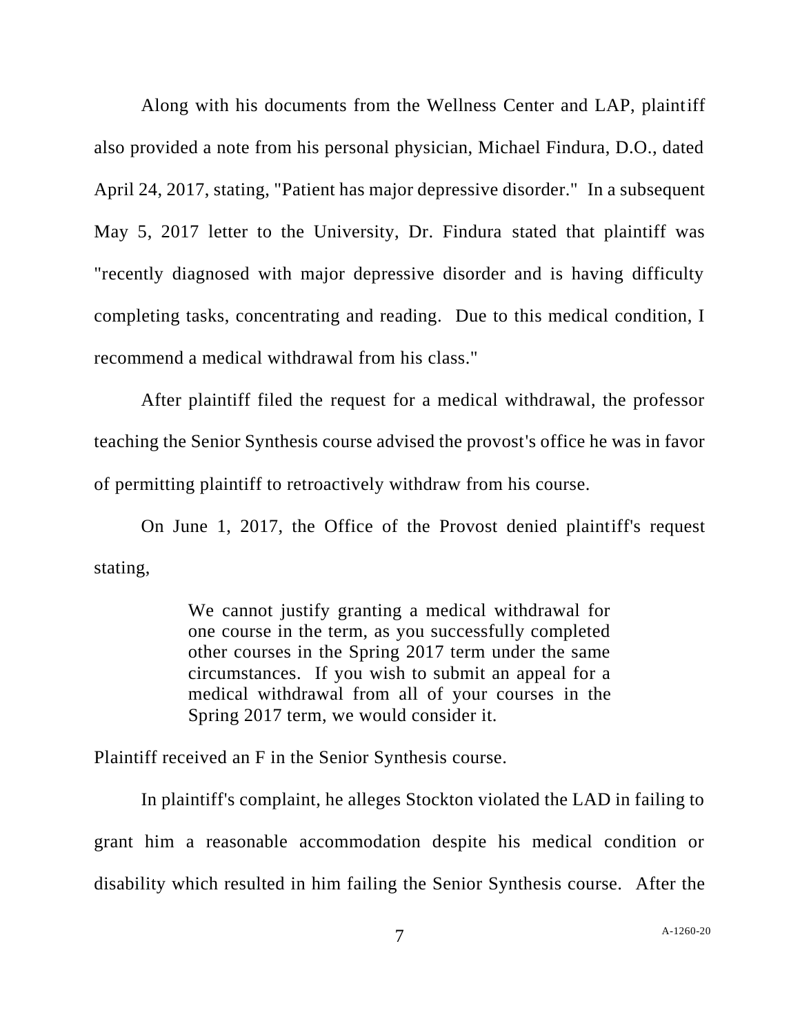Along with his documents from the Wellness Center and LAP, plaintiff also provided a note from his personal physician, Michael Findura, D.O., dated April 24, 2017, stating, "Patient has major depressive disorder." In a subsequent May 5, 2017 letter to the University, Dr. Findura stated that plaintiff was "recently diagnosed with major depressive disorder and is having difficulty completing tasks, concentrating and reading. Due to this medical condition, I recommend a medical withdrawal from his class."

After plaintiff filed the request for a medical withdrawal, the professor teaching the Senior Synthesis course advised the provost's office he was in favor of permitting plaintiff to retroactively withdraw from his course.

On June 1, 2017, the Office of the Provost denied plaintiff's request stating,

> We cannot justify granting a medical withdrawal for one course in the term, as you successfully completed other courses in the Spring 2017 term under the same circumstances. If you wish to submit an appeal for a medical withdrawal from all of your courses in the Spring 2017 term, we would consider it.

Plaintiff received an F in the Senior Synthesis course.

In plaintiff's complaint, he alleges Stockton violated the LAD in failing to grant him a reasonable accommodation despite his medical condition or disability which resulted in him failing the Senior Synthesis course. After the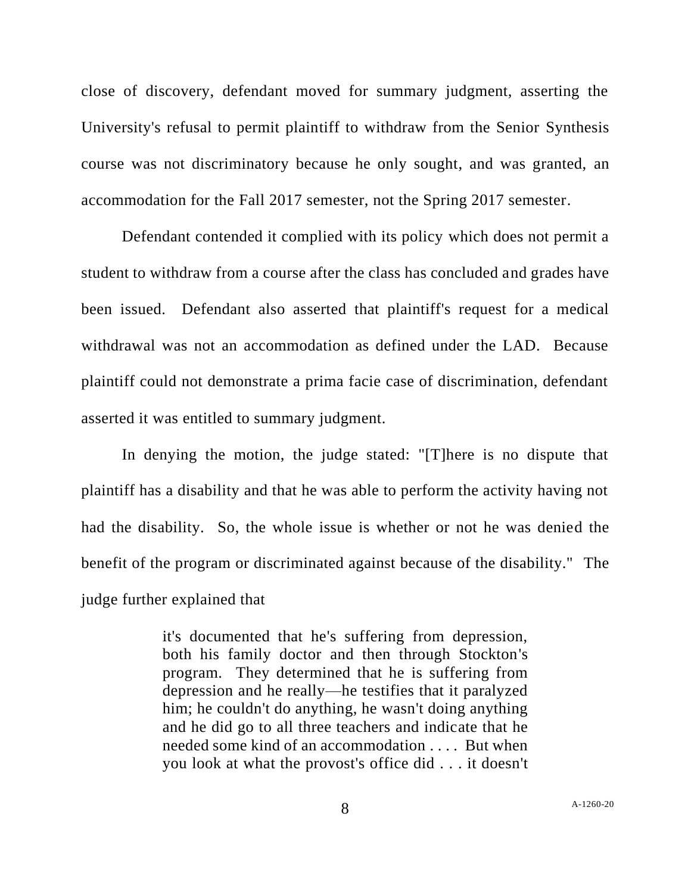close of discovery, defendant moved for summary judgment, asserting the University's refusal to permit plaintiff to withdraw from the Senior Synthesis course was not discriminatory because he only sought, and was granted, an accommodation for the Fall 2017 semester, not the Spring 2017 semester.

Defendant contended it complied with its policy which does not permit a student to withdraw from a course after the class has concluded and grades have been issued. Defendant also asserted that plaintiff's request for a medical withdrawal was not an accommodation as defined under the LAD. Because plaintiff could not demonstrate a prima facie case of discrimination, defendant asserted it was entitled to summary judgment.

In denying the motion, the judge stated: "[T]here is no dispute that plaintiff has a disability and that he was able to perform the activity having not had the disability. So, the whole issue is whether or not he was denied the benefit of the program or discriminated against because of the disability." The judge further explained that

> it's documented that he's suffering from depression, both his family doctor and then through Stockton's program. They determined that he is suffering from depression and he really—he testifies that it paralyzed him; he couldn't do anything, he wasn't doing anything and he did go to all three teachers and indicate that he needed some kind of an accommodation . . . . But when you look at what the provost's office did . . . it doesn't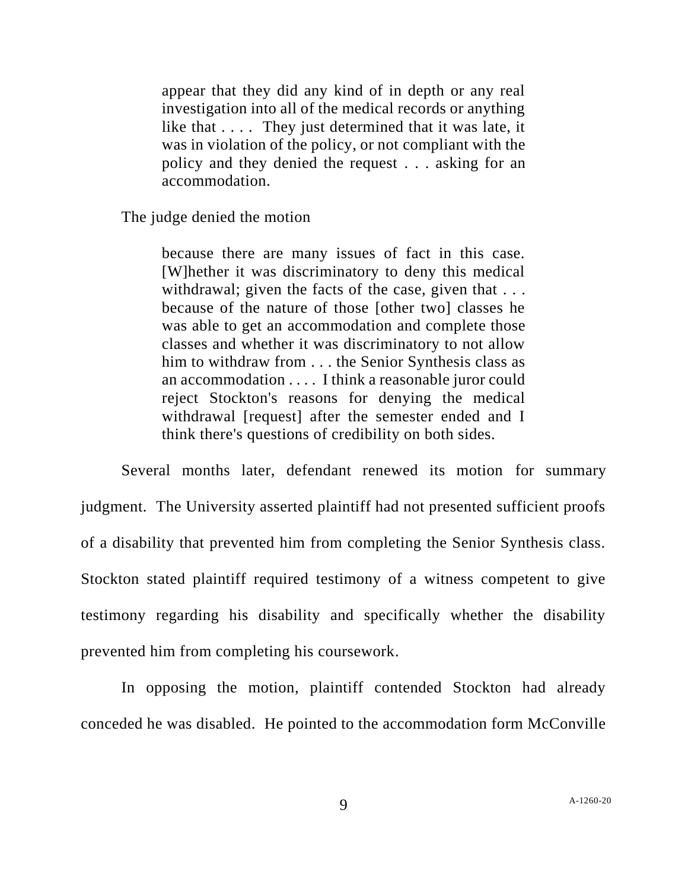> appear that they did any kind of in depth or any real investigation into all of the medical records or anything like that . . . . They just determined that it was late, it was in violation of the policy, or not compliant with the policy and they denied the request . . . asking for an accommodation.

The judge denied the motion

> because there are many issues of fact in this case. [W]hether it was discriminatory to deny this medical withdrawal; given the facts of the case, given that . . . because of the nature of those [other two] classes he was able to get an accommodation and complete those classes and whether it was discriminatory to not allow him to withdraw from . . . the Senior Synthesis class as an accommodation . . . . I think a reasonable juror could reject Stockton's reasons for denying the medical withdrawal [request] after the semester ended and I think there's questions of credibility on both sides.

Several months later, defendant renewed its motion for summary judgment. The University asserted plaintiff had not presented sufficient proofs of a disability that prevented him from completing the Senior Synthesis class. Stockton stated plaintiff required testimony of a witness competent to give testimony regarding his disability and specifically whether the disability prevented him from completing his coursework.

In opposing the motion, plaintiff contended Stockton had already conceded he was disabled. He pointed to the accommodation form McConville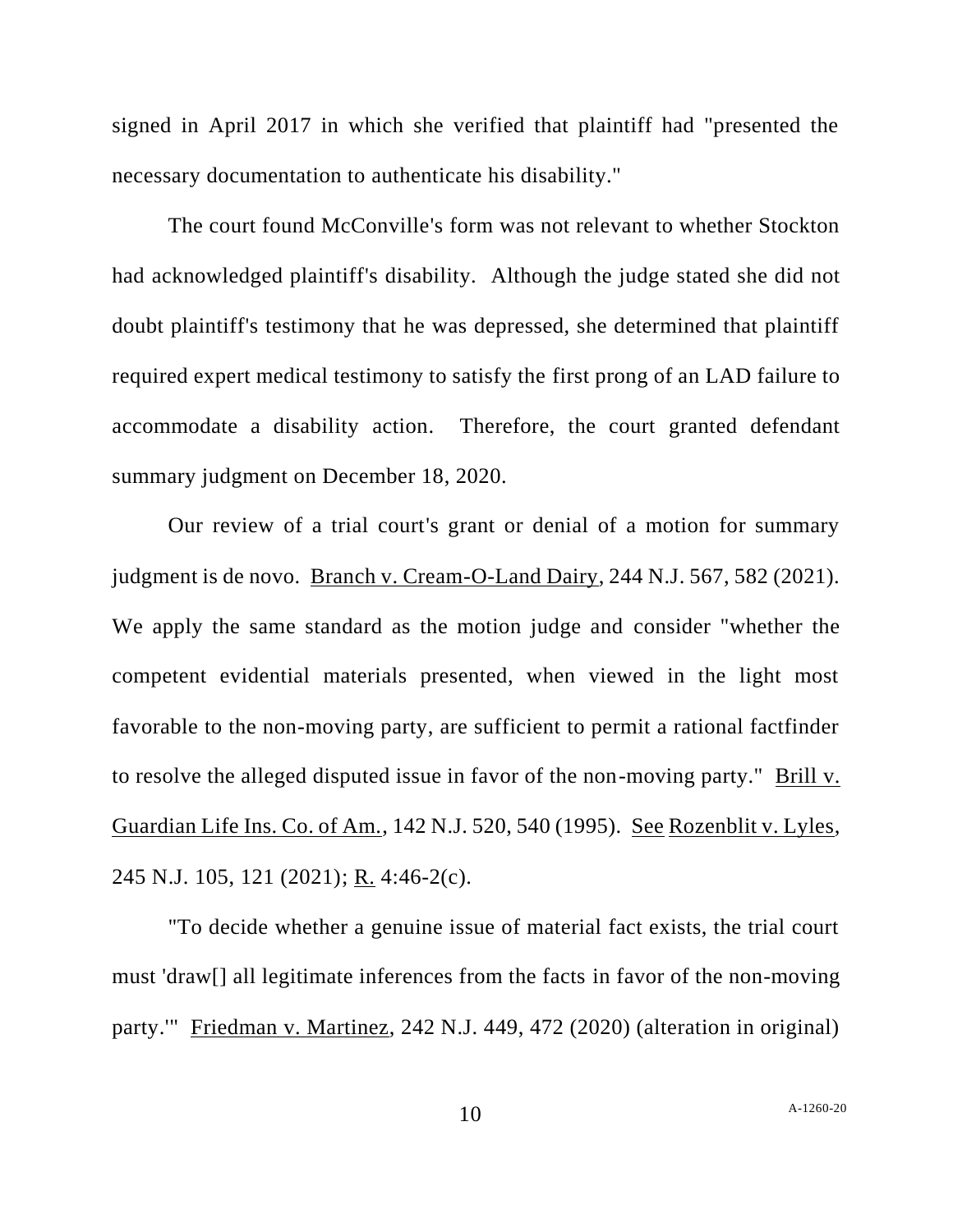signed in April 2017 in which she verified that plaintiff had "presented the necessary documentation to authenticate his disability."

The court found McConville's form was not relevant to whether Stockton had acknowledged plaintiff's disability. Although the judge stated she did not doubt plaintiff's testimony that he was depressed, she determined that plaintiff required expert medical testimony to satisfy the first prong of an LAD failure to accommodate a disability action. Therefore, the court granted defendant summary judgment on December 18, 2020.

Our review of a trial court's grant or denial of a motion for summary judgment is de novo. Branch v. Cream-O-Land Dairy, 244 N.J. 567, 582 (2021). We apply the same standard as the motion judge and consider "whether the competent evidential materials presented, when viewed in the light most favorable to the non-moving party, are sufficient to permit a rational factfinder to resolve the alleged disputed issue in favor of the non-moving party." Brill v. Guardian Life Ins. Co. of Am., 142 N.J. 520, 540 (1995). See Rozenblit v. Lyles, 245 N.J. 105, 121 (2021); R. 4:46-2(c).

"To decide whether a genuine issue of material fact exists, the trial court must 'draw[] all legitimate inferences from the facts in favor of the non-moving party.'" Friedman v. Martinez, 242 N.J. 449, 472 (2020) (alteration in original)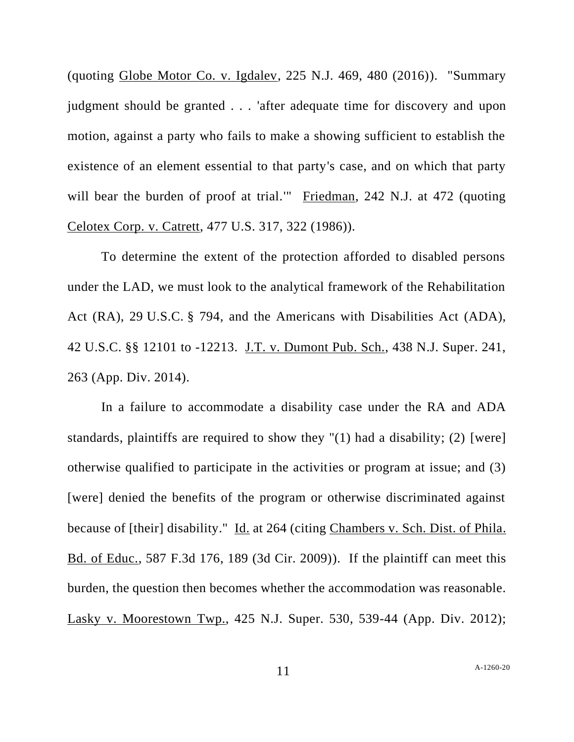(quoting Globe Motor Co. v. Igdalev, 225 N.J. 469, 480 (2016)). "Summary judgment should be granted . . . 'after adequate time for discovery and upon motion, against a party who fails to make a showing sufficient to establish the existence of an element essential to that party's case, and on which that party will bear the burden of proof at trial.'" Friedman, 242 N.J. at 472 (quoting Celotex Corp. v. Catrett, 477 U.S. 317, 322 (1986)).

To determine the extent of the protection afforded to disabled persons under the LAD, we must look to the analytical framework of the Rehabilitation Act (RA), 29 U.S.C. § 794, and the Americans with Disabilities Act (ADA), 42 U.S.C. §§ 12101 to -12213. J.T. v. Dumont Pub. Sch., 438 N.J. Super. 241, 263 (App. Div. 2014).

In a failure to accommodate a disability case under the RA and ADA standards, plaintiffs are required to show they "(1) had a disability; (2) [were] otherwise qualified to participate in the activities or program at issue; and (3) [were] denied the benefits of the program or otherwise discriminated against because of [their] disability." Id. at 264 (citing Chambers v. Sch. Dist. of Phila. Bd. of Educ., 587 F.3d 176, 189 (3d Cir. 2009)). If the plaintiff can meet this burden, the question then becomes whether the accommodation was reasonable. Lasky v. Moorestown Twp., 425 N.J. Super. 530, 539-44 (App. Div. 2012);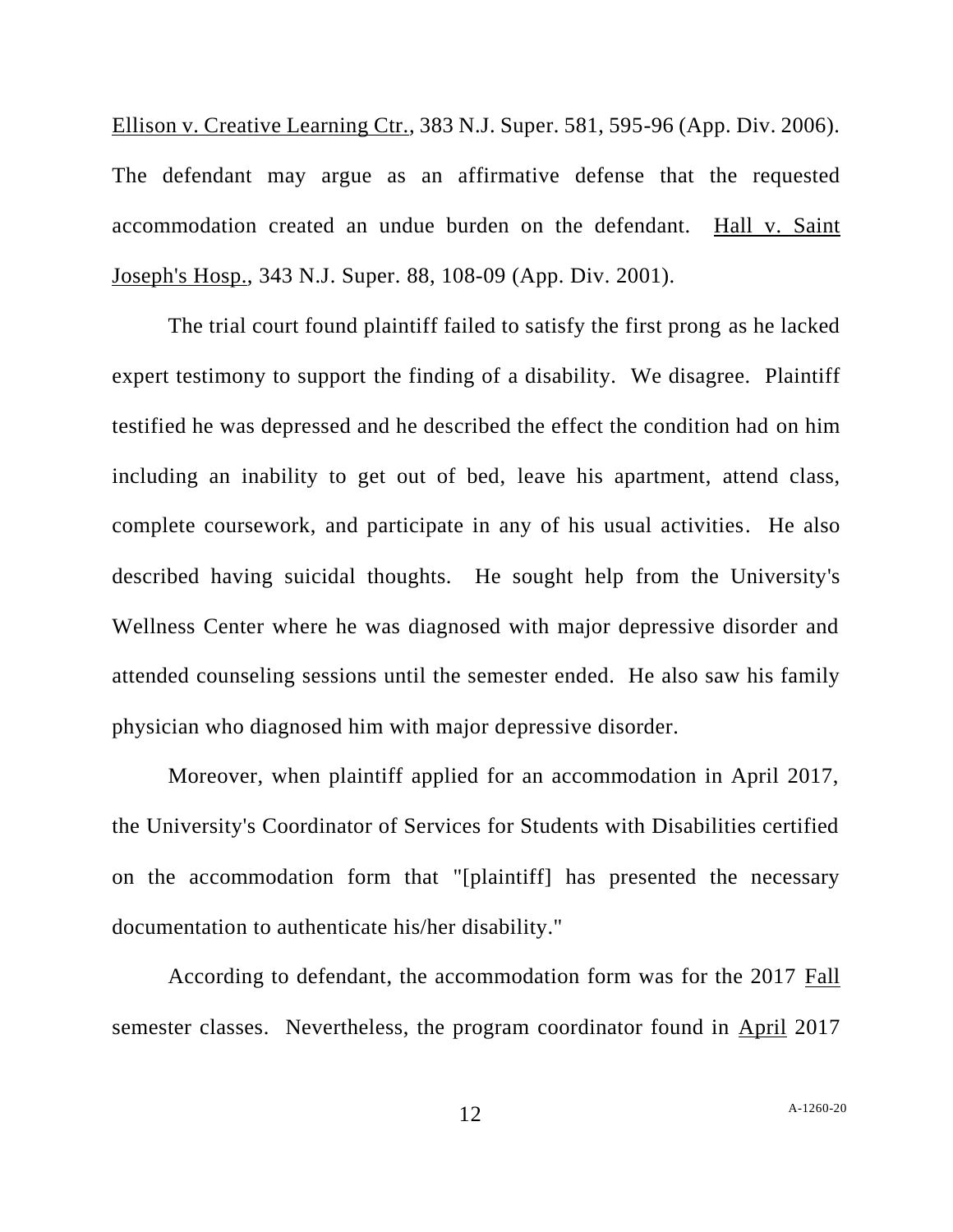Ellison v. Creative Learning Ctr., 383 N.J. Super. 581, 595-96 (App. Div. 2006). The defendant may argue as an affirmative defense that the requested accommodation created an undue burden on the defendant. Hall v. Saint Joseph's Hosp., 343 N.J. Super. 88, 108-09 (App. Div. 2001).

The trial court found plaintiff failed to satisfy the first prong as he lacked expert testimony to support the finding of a disability. We disagree. Plaintiff testified he was depressed and he described the effect the condition had on him including an inability to get out of bed, leave his apartment, attend class, complete coursework, and participate in any of his usual activities. He also described having suicidal thoughts. He sought help from the University's Wellness Center where he was diagnosed with major depressive disorder and attended counseling sessions until the semester ended. He also saw his family physician who diagnosed him with major depressive disorder.

Moreover, when plaintiff applied for an accommodation in April 2017, the University's Coordinator of Services for Students with Disabilities certified on the accommodation form that "[plaintiff] has presented the necessary documentation to authenticate his/her disability."

According to defendant, the accommodation form was for the 2017 Fall semester classes. Nevertheless, the program coordinator found in April 2017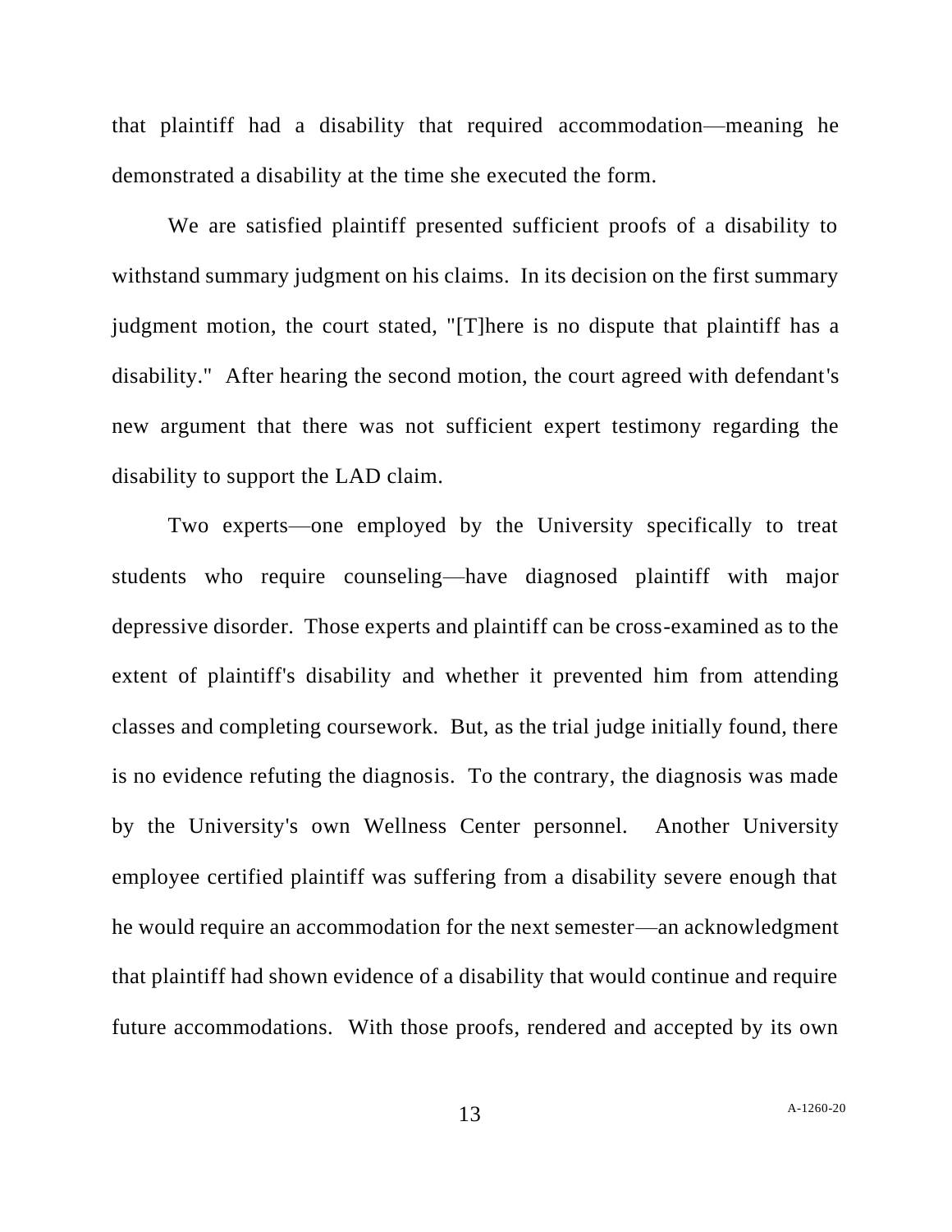that plaintiff had a disability that required accommodation—meaning he demonstrated a disability at the time she executed the form.

We are satisfied plaintiff presented sufficient proofs of a disability to withstand summary judgment on his claims. In its decision on the first summary judgment motion, the court stated, "[T]here is no dispute that plaintiff has a disability." After hearing the second motion, the court agreed with defendant's new argument that there was not sufficient expert testimony regarding the disability to support the LAD claim.

Two experts—one employed by the University specifically to treat students who require counseling—have diagnosed plaintiff with major depressive disorder. Those experts and plaintiff can be cross-examined as to the extent of plaintiff's disability and whether it prevented him from attending classes and completing coursework. But, as the trial judge initially found, there is no evidence refuting the diagnosis. To the contrary, the diagnosis was made by the University's own Wellness Center personnel. Another University employee certified plaintiff was suffering from a disability severe enough that he would require an accommodation for the next semester—an acknowledgment that plaintiff had shown evidence of a disability that would continue and require future accommodations. With those proofs, rendered and accepted by its own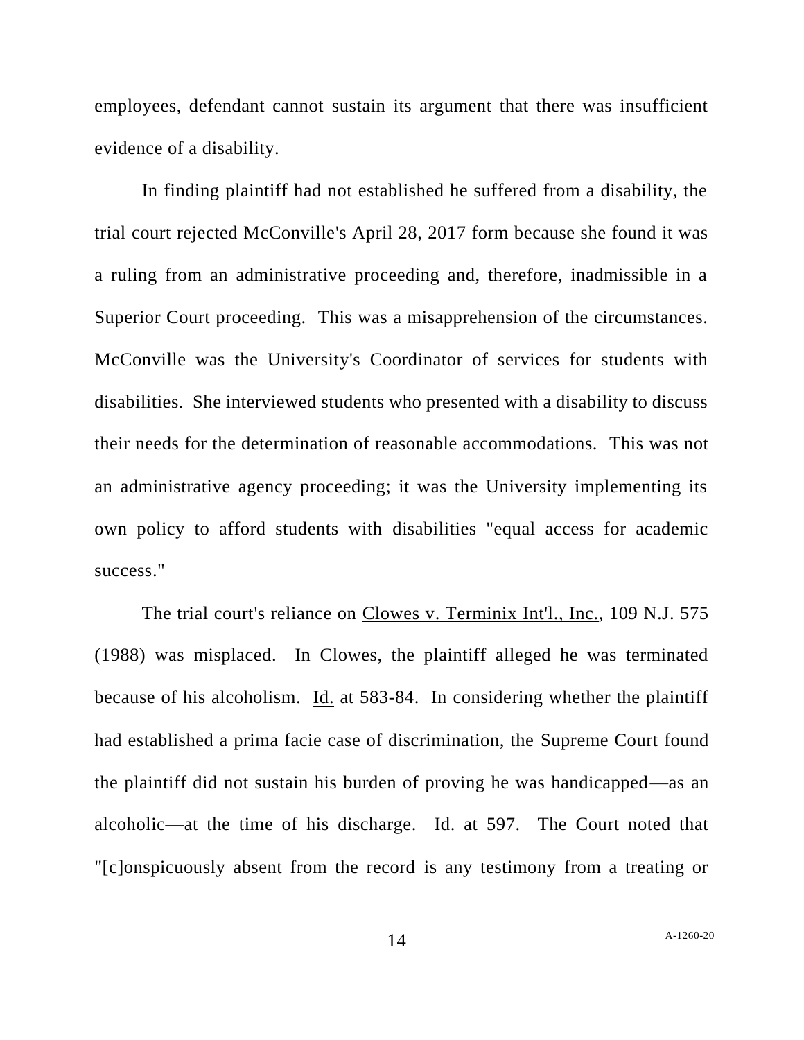employees, defendant cannot sustain its argument that there was insufficient evidence of a disability.

In finding plaintiff had not established he suffered from a disability, the trial court rejected McConville's April 28, 2017 form because she found it was a ruling from an administrative proceeding and, therefore, inadmissible in a Superior Court proceeding. This was a misapprehension of the circumstances. McConville was the University's Coordinator of services for students with disabilities. She interviewed students who presented with a disability to discuss their needs for the determination of reasonable accommodations. This was not an administrative agency proceeding; it was the University implementing its own policy to afford students with disabilities "equal access for academic success."

The trial court's reliance on Clowes v. Terminix Int'l., Inc., 109 N.J. 575 (1988) was misplaced. In Clowes, the plaintiff alleged he was terminated because of his alcoholism. Id. at 583-84. In considering whether the plaintiff had established a prima facie case of discrimination, the Supreme Court found the plaintiff did not sustain his burden of proving he was handicapped—as an alcoholic—at the time of his discharge. Id. at 597. The Court noted that "[c]onspicuously absent from the record is any testimony from a treating or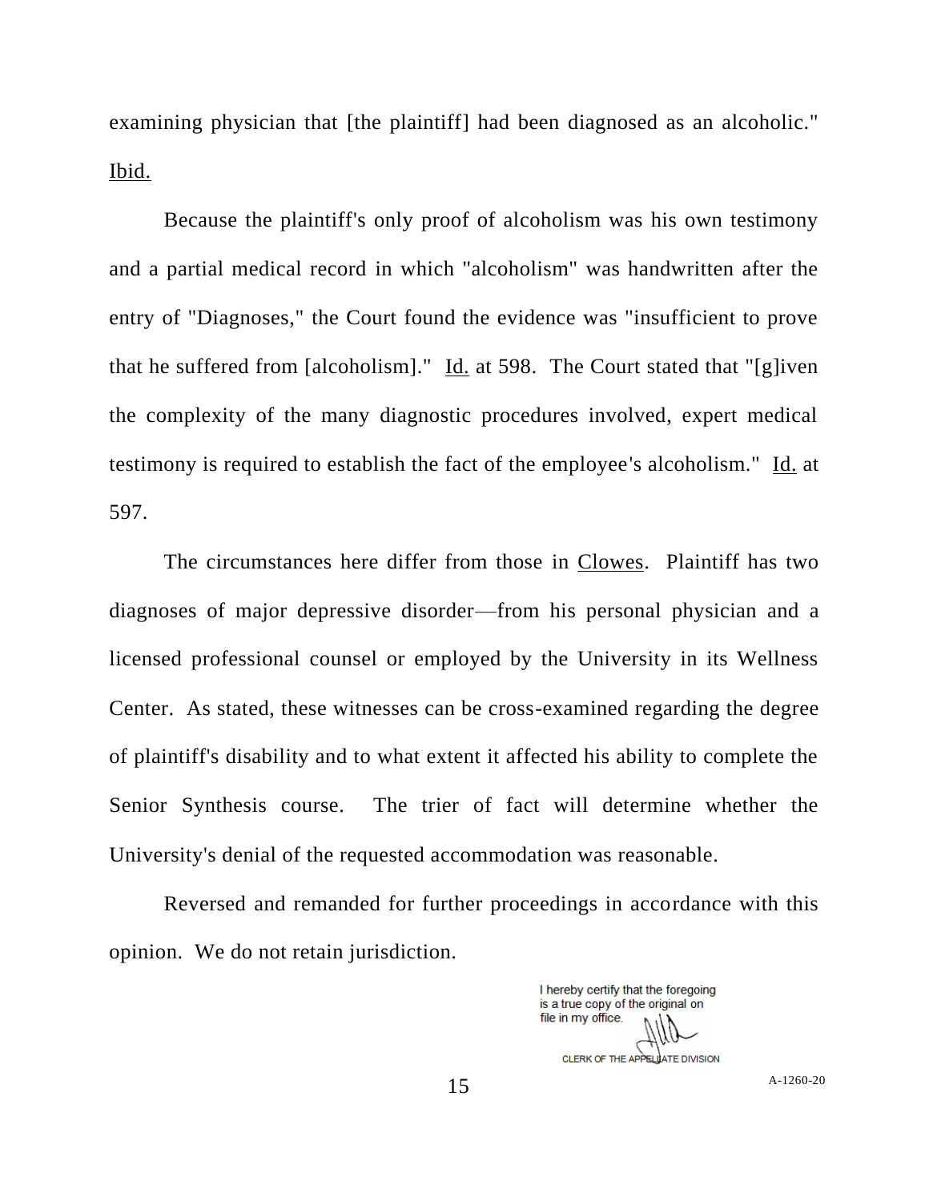examining physician that [the plaintiff] had been diagnosed as an alcoholic." Ibid.

Because the plaintiff's only proof of alcoholism was his own testimony and a partial medical record in which "alcoholism" was handwritten after the entry of "Diagnoses," the Court found the evidence was "insufficient to prove that he suffered from [alcoholism]." Id. at 598. The Court stated that "[g]iven the complexity of the many diagnostic procedures involved, expert medical testimony is required to establish the fact of the employee's alcoholism." Id. at 597.

The circumstances here differ from those in Clowes. Plaintiff has two diagnoses of major depressive disorder—from his personal physician and a licensed professional counselor employed by the University in its Wellness Center. As stated, these witnesses can be cross-examined regarding the degree of plaintiff's disability and to what extent it affected his ability to complete the Senior Synthesis course. The trier of fact will determine whether the University's denial of the requested accommodation was reasonable.

Reversed and remanded for further proceedings in accordance with this opinion. We do not retain jurisdiction.

I hereby certify that the foregoing is a true copy of the original on file in my office.

CLERK OF THE APPELLATE DIVISION

A-1260-20